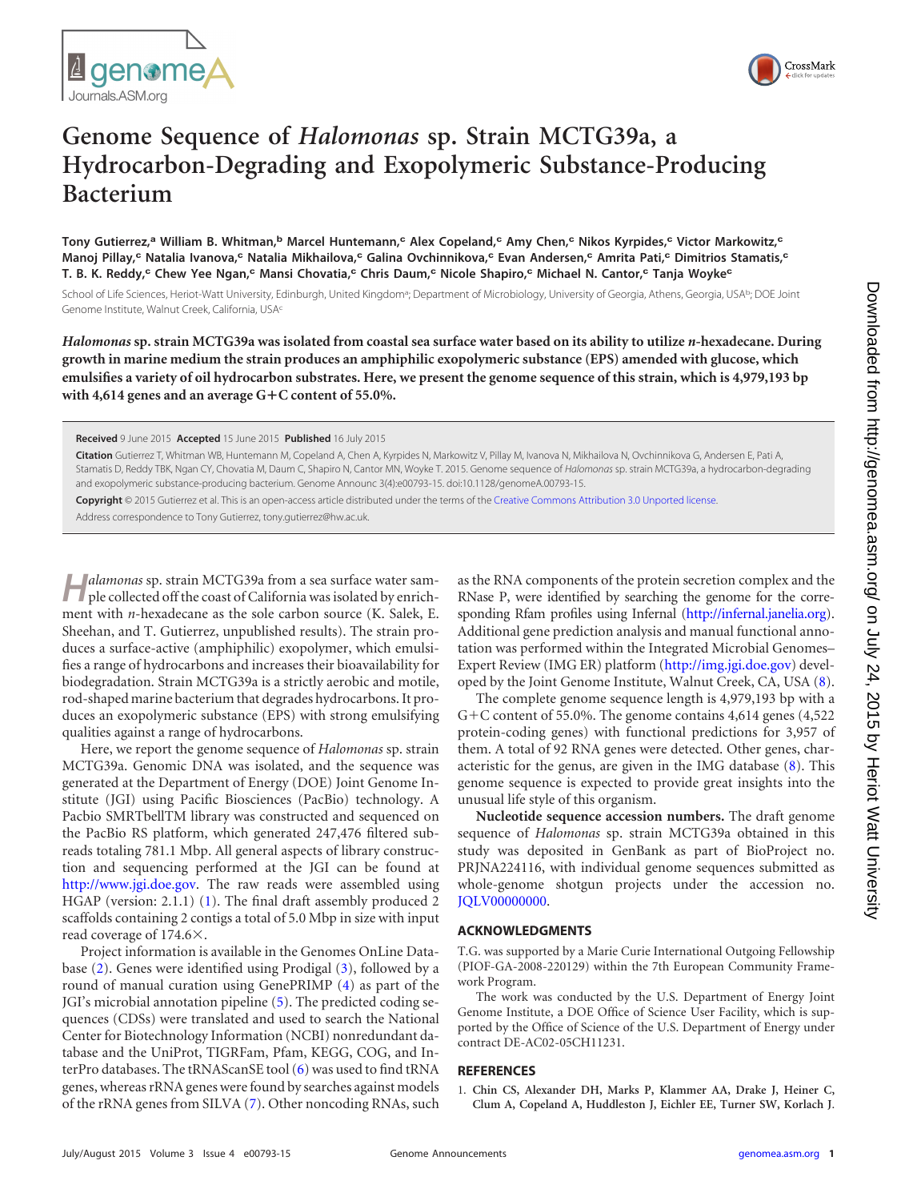# Genome Sequence of *Halomonas* sp. Strain MCTG39a, a Hydrocarbon-Degrading and Exopolymeric Substance-Producing Bacterium

**Tony Gutierrez,[a] William B. Whitman,[b] Marcel Huntemann,[c] Alex Copeland,[c] Amy Chen,[c] Nikos Kyrpides,[c] Victor Markowitz,[c] Manoj Pillay,[c] Natalia Ivanova,[c] Natalia Mikhailova,[c] Galina Ovchinnikova,[c] Evan Andersen,[c] Amrita Pati,[c] Dimitrios Stamatis,[c] T. B. K. Reddy,[c] Chew Yee Ngan,[c] Mansi Chovatia,[c] Chris Daum,[c] Nicole Shapiro,[c] Michael N. Cantor,[c] Tanja Woyke[c]**

School of Life Sciences, Heriot-Watt University, Edinburgh, United Kingdom[a]; Department of Microbiology, University of Georgia, Athens, Georgia, USA[b]; DOE Joint Genome Institute, Walnut Creek, California, USA[c]

***Halomonas* sp. strain MCTG39a was isolated from coastal sea surface water based on its ability to utilize *n*-hexadecane. During growth in marine medium the strain produces an amphiphilic exopolymeric substance (EPS) amended with glucose, which emulsifies a variety of oil hydrocarbon substrates. Here, we present the genome sequence of this strain, which is 4,979,193 bp with 4,614 genes and an average G+C content of 55.0%.**

**Received** 9 June 2015 **Accepted** 15 June 2015 **Published** 16 July 2015

**Citation** Gutierrez T, Whitman WB, Huntemann M, Copeland A, Chen A, Kyrpides N, Markowitz V, Pillay M, Ivanova N, Mikhailova N, Ovchinnikova G, Andersen E, Pati A, Stamatis D, Reddy TBK, Ngan CY, Chovatia M, Daum C, Shapiro N, Cantor MN, Woyke T. 2015. Genome sequence of *Halomonas* sp. strain MCTG39a, a hydrocarbon-degrading and exopolymeric substance-producing bacterium. Genome Announc 3(4):e00793-15. doi:10.1128/genomeA.00793-15.

**Copyright** © 2015 Gutierrez et al. This is an open-access article distributed under the terms of the Creative Commons Attribution 3.0 Unported license.

Address correspondence to Tony Gutierrez, tony.gutierrez@hw.ac.uk.

*Halomonas* sp. strain MCTG39a from a sea surface water sample collected off the coast of California was isolated by enrichment with *n*-hexadecane as the sole carbon source (K. Salek, E. Sheehan, and T. Gutierrez, unpublished results). The strain produces a surface-active (amphiphilic) exopolymer, which emulsifies a range of hydrocarbons and increases their bioavailability for biodegradation. Strain MCTG39a is a strictly aerobic and motile, rod-shaped marine bacterium that degrades hydrocarbons. It produces an exopolymeric substance (EPS) with strong emulsifying qualities against a range of hydrocarbons.

Here, we report the genome sequence of *Halomonas* sp. strain MCTG39a. Genomic DNA was isolated, and the sequence was generated at the Department of Energy (DOE) Joint Genome Institute (JGI) using Pacific Biosciences (PacBio) technology. A Pacbio SMRTbellTM library was constructed and sequenced on the PacBio RS platform, which generated 247,476 filtered subreads totaling 781.1 Mbp. All general aspects of library construction and sequencing performed at the JGI can be found at http://www.jgi.doe.gov. The raw reads were assembled using HGAP (version: 2.1.1) (1). The final draft assembly produced 2 scaffolds containing 2 contigs a total of 5.0 Mbp in size with input read coverage of 174.6×.

Project information is available in the Genomes OnLine Database (2). Genes were identified using Prodigal (3), followed by a round of manual curation using GenePRIMP (4) as part of the JGI's microbial annotation pipeline (5). The predicted coding sequences (CDSs) were translated and used to search the National Center for Biotechnology Information (NCBI) nonredundant database and the UniProt, TIGRFam, Pfam, KEGG, COG, and InterPro databases. The tRNAScanSE tool (6) was used to find tRNA genes, whereas rRNA genes were found by searches against models of the rRNA genes from SILVA (7). Other noncoding RNAs, such as the RNA components of the protein secretion complex and the RNase P, were identified by searching the genome for the corresponding Rfam profiles using Infernal (http://infernal.janelia.org). Additional gene prediction analysis and manual functional annotation was performed within the Integrated Microbial Genomes–Expert Review (IMG ER) platform (http://img.jgi.doe.gov) developed by the Joint Genome Institute, Walnut Creek, CA, USA (8).

The complete genome sequence length is 4,979,193 bp with a G+C content of 55.0%. The genome contains 4,614 genes (4,522 protein-coding genes) with functional predictions for 3,957 of them. A total of 92 RNA genes were detected. Other genes, characteristic for the genus, are given in the IMG database (8). This genome sequence is expected to provide great insights into the unusual life style of this organism.

**Nucleotide sequence accession numbers.** The draft genome sequence of *Halomonas* sp. strain MCTG39a obtained in this study was deposited in GenBank as part of BioProject no. PRJNA224116, with individual genome sequences submitted as whole-genome shotgun projects under the accession no. JQLV00000000.

## ACKNOWLEDGMENTS

T.G. was supported by a Marie Curie International Outgoing Fellowship (PIOF-GA-2008-220129) within the 7th European Community Framework Program.

The work was conducted by the U.S. Department of Energy Joint Genome Institute, a DOE Office of Science User Facility, which is supported by the Office of Science of the U.S. Department of Energy under contract DE-AC02-05CH11231.

## REFERENCES

1. **Chin CS, Alexander DH, Marks P, Klammer AA, Drake J, Heiner C, Clum A, Copeland A, Huddleston J, Eichler EE, Turner SW, Korlach J.**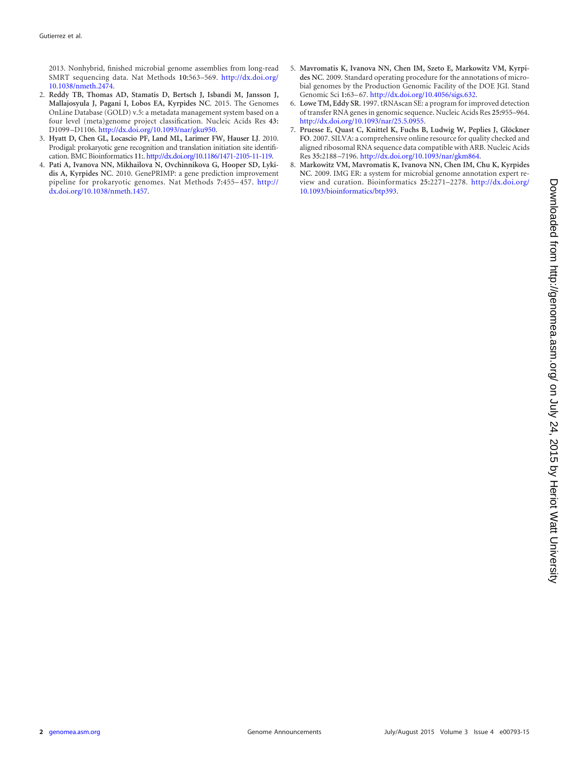2013. Nonhybrid, finished microbial genome assemblies from long-read SMRT sequencing data. Nat Methods 10:563–569. http://dx.doi.org/10.1038/nmeth.2474.

2. **Reddy TB, Thomas AD, Stamatis D, Bertsch J, Isbandi M, Jansson J, Mallajosyula J, Pagani I, Lobos EA, Kyrpides NC.** 2015. The Genomes OnLine Database (GOLD) v.5: a metadata management system based on a four level (meta)genome project classification. Nucleic Acids Res **43:** D1099–D1106. http://dx.doi.org/10.1093/nar/gku950.
3. **Hyatt D, Chen GL, Locascio PF, Land ML, Larimer FW, Hauser LJ.** 2010. Prodigal: prokaryotic gene recognition and translation initiation site identification. BMC Bioinformatics **11:**. http://dx.doi.org/10.1186/1471-2105-11-119.
4. **Pati A, Ivanova NN, Mikhailova N, Ovchinnikova G, Hooper SD, Lykidis A, Kyrpides NC.** 2010. GenePRIMP: a gene prediction improvement pipeline for prokaryotic genomes. Nat Methods **7:**455–457. http://dx.doi.org/10.1038/nmeth.1457.
5. **Mavromatis K, Ivanova NN, Chen IM, Szeto E, Markowitz VM, Kyrpides NC.** 2009. Standard operating procedure for the annotations of microbial genomes by the Production Genomic Facility of the DOE JGI. Stand Genomic Sci **1:**63–67. http://dx.doi.org/10.4056/sigs.632.
6. **Lowe TM, Eddy SR.** 1997. tRNAscan SE: a program for improved detection of transfer RNA genes in genomic sequence. Nucleic Acids Res **25:**955–964. http://dx.doi.org/10.1093/nar/25.5.0955.
7. **Pruesse E, Quast C, Knittel K, Fuchs B, Ludwig W, Peplies J, Glöckner FO.** 2007. SILVA: a comprehensive online resource for quality checked and aligned ribosomal RNA sequence data compatible with ARB. Nucleic Acids Res **35:**2188–7196. http://dx.doi.org/10.1093/nar/gkm864.
8. **Markowitz VM, Mavromatis K, Ivanova NN, Chen IM, Chu K, Kyrpides NC.** 2009. IMG ER: a system for microbial genome annotation expert review and curation. Bioinformatics **25:**2271–2278. http://dx.doi.org/10.1093/bioinformatics/btp393.